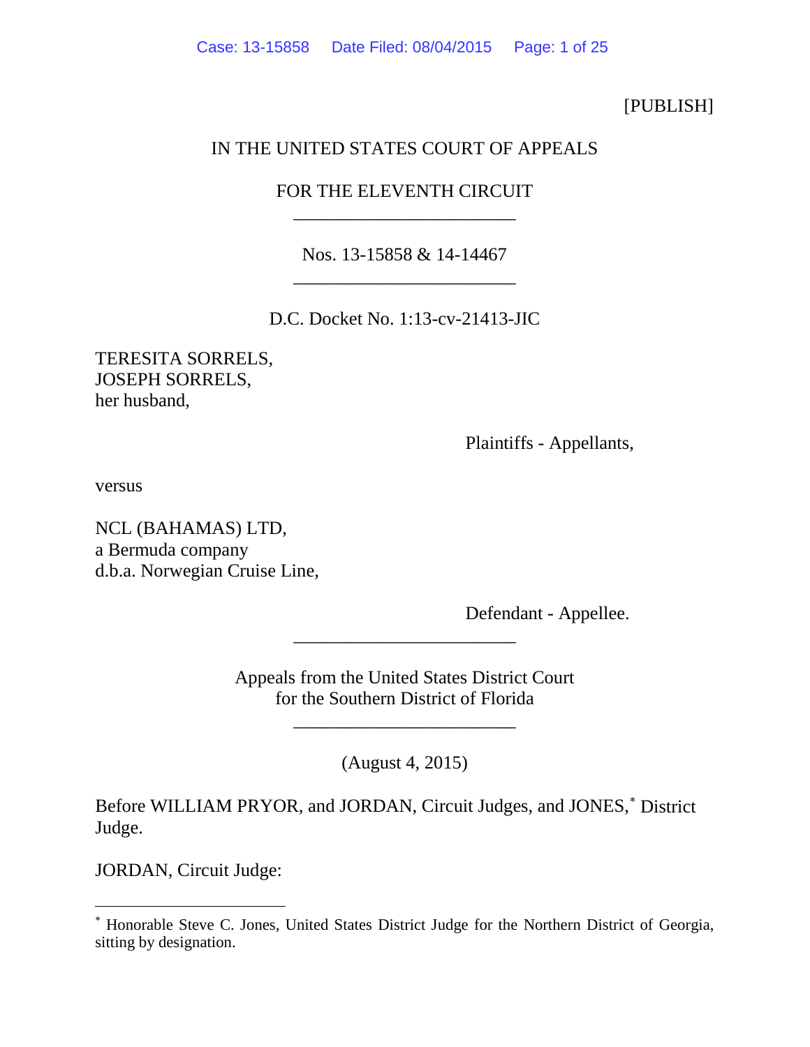[PUBLISH]

IN THE UNITED STATES COURT OF APPEALS

FOR THE ELEVENTH CIRCUIT

________________________

Nos. 13-15858 & 14-14467

________________________

D.C. Docket No. 1:13-cv-21413-JIC

TERESITA SORRELS,
JOSEPH SORRELS,
her husband,

Plaintiffs - Appellants,

versus

NCL (BAHAMAS) LTD,
a Bermuda company
d.b.a. Norwegian Cruise Line,

Defendant - Appellee.

________________________

Appeals from the United States District Court
for the Southern District of Florida

________________________

(August 4, 2015)

Before WILLIAM PRYOR, and JORDAN, Circuit Judges, and JONES,* District Judge.

JORDAN, Circuit Judge:

* Honorable Steve C. Jones, United States District Judge for the Northern District of Georgia, sitting by designation.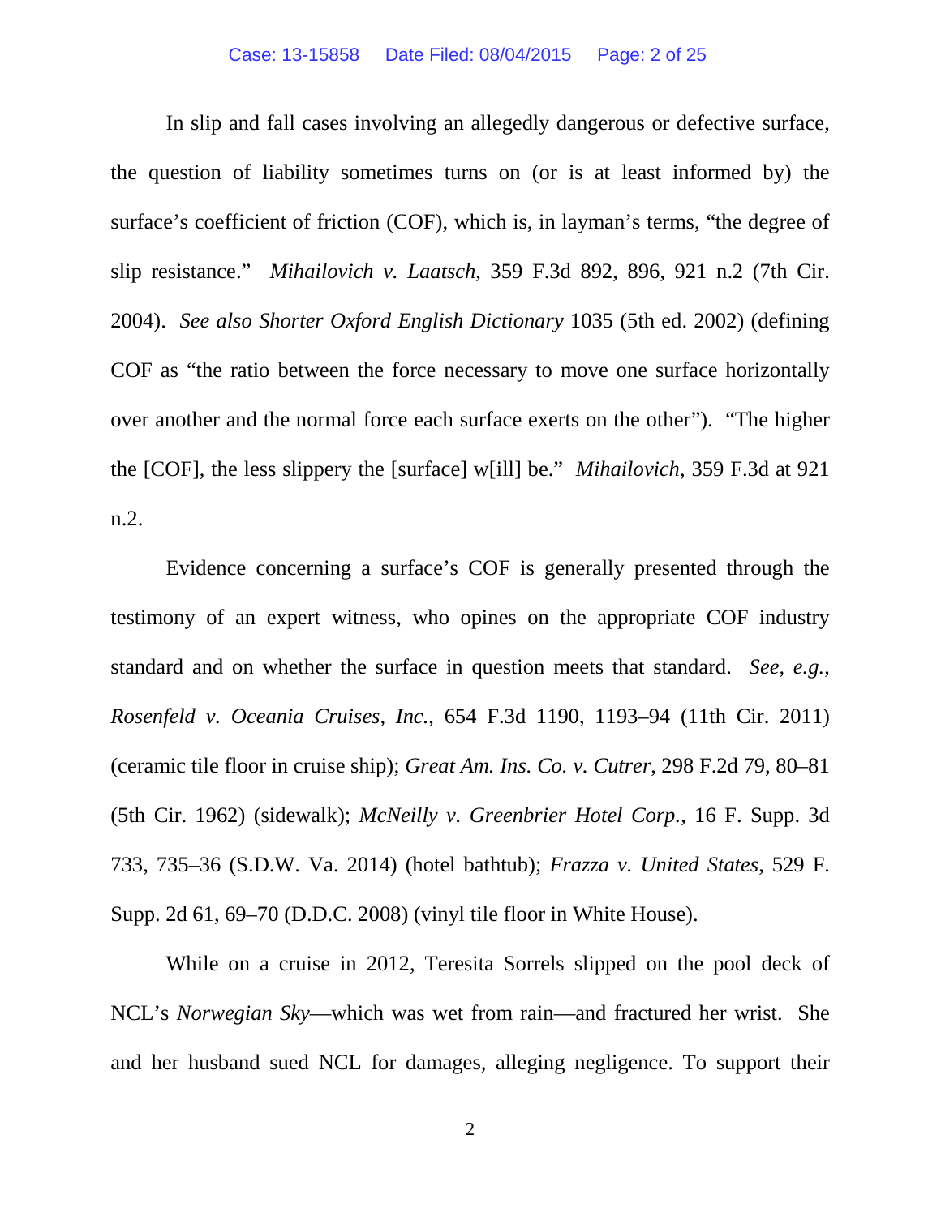In slip and fall cases involving an allegedly dangerous or defective surface, the question of liability sometimes turns on (or is at least informed by) the surface's coefficient of friction (COF), which is, in layman's terms, "the degree of slip resistance." *Mihailovich v. Laatsch*, 359 F.3d 892, 896, 921 n.2 (7th Cir. 2004). *See also Shorter Oxford English Dictionary* 1035 (5th ed. 2002) (defining COF as "the ratio between the force necessary to move one surface horizontally over another and the normal force each surface exerts on the other"). "The higher the [COF], the less slippery the [surface] w[ill] be." *Mihailovich*, 359 F.3d at 921 n.2.

Evidence concerning a surface's COF is generally presented through the testimony of an expert witness, who opines on the appropriate COF industry standard and on whether the surface in question meets that standard. *See, e.g., Rosenfeld v. Oceania Cruises, Inc.*, 654 F.3d 1190, 1193–94 (11th Cir. 2011) (ceramic tile floor in cruise ship); *Great Am. Ins. Co. v. Cutrer*, 298 F.2d 79, 80–81 (5th Cir. 1962) (sidewalk); *McNeilly v. Greenbrier Hotel Corp.*, 16 F. Supp. 3d 733, 735–36 (S.D.W. Va. 2014) (hotel bathtub); *Frazza v. United States*, 529 F. Supp. 2d 61, 69–70 (D.D.C. 2008) (vinyl tile floor in White House).

While on a cruise in 2012, Teresita Sorrels slipped on the pool deck of NCL's *Norwegian Sky*—which was wet from rain—and fractured her wrist. She and her husband sued NCL for damages, alleging negligence. To support their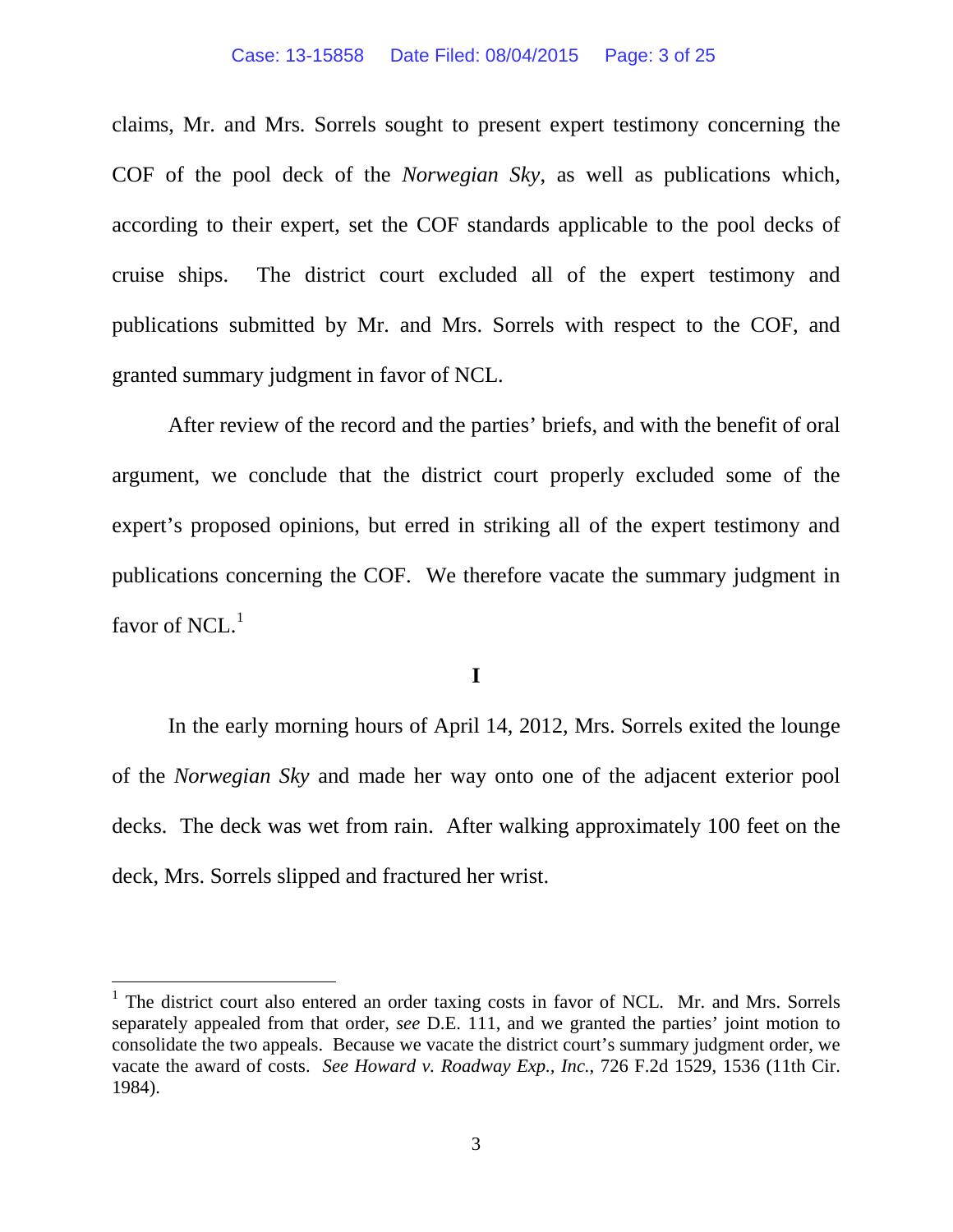claims, Mr. and Mrs. Sorrels sought to present expert testimony concerning the COF of the pool deck of the *Norwegian Sky*, as well as publications which, according to their expert, set the COF standards applicable to the pool decks of cruise ships. The district court excluded all of the expert testimony and publications submitted by Mr. and Mrs. Sorrels with respect to the COF, and granted summary judgment in favor of NCL.

After review of the record and the parties' briefs, and with the benefit of oral argument, we conclude that the district court properly excluded some of the expert's proposed opinions, but erred in striking all of the expert testimony and publications concerning the COF. We therefore vacate the summary judgment in favor of NCL.[1]

**I**

In the early morning hours of April 14, 2012, Mrs. Sorrels exited the lounge of the *Norwegian Sky* and made her way onto one of the adjacent exterior pool decks. The deck was wet from rain. After walking approximately 100 feet on the deck, Mrs. Sorrels slipped and fractured her wrist.

---

[1] The district court also entered an order taxing costs in favor of NCL. Mr. and Mrs. Sorrels separately appealed from that order, *see* D.E. 111, and we granted the parties' joint motion to consolidate the two appeals. Because we vacate the district court's summary judgment order, we vacate the award of costs. *See Howard v. Roadway Exp., Inc.*, 726 F.2d 1529, 1536 (11th Cir. 1984).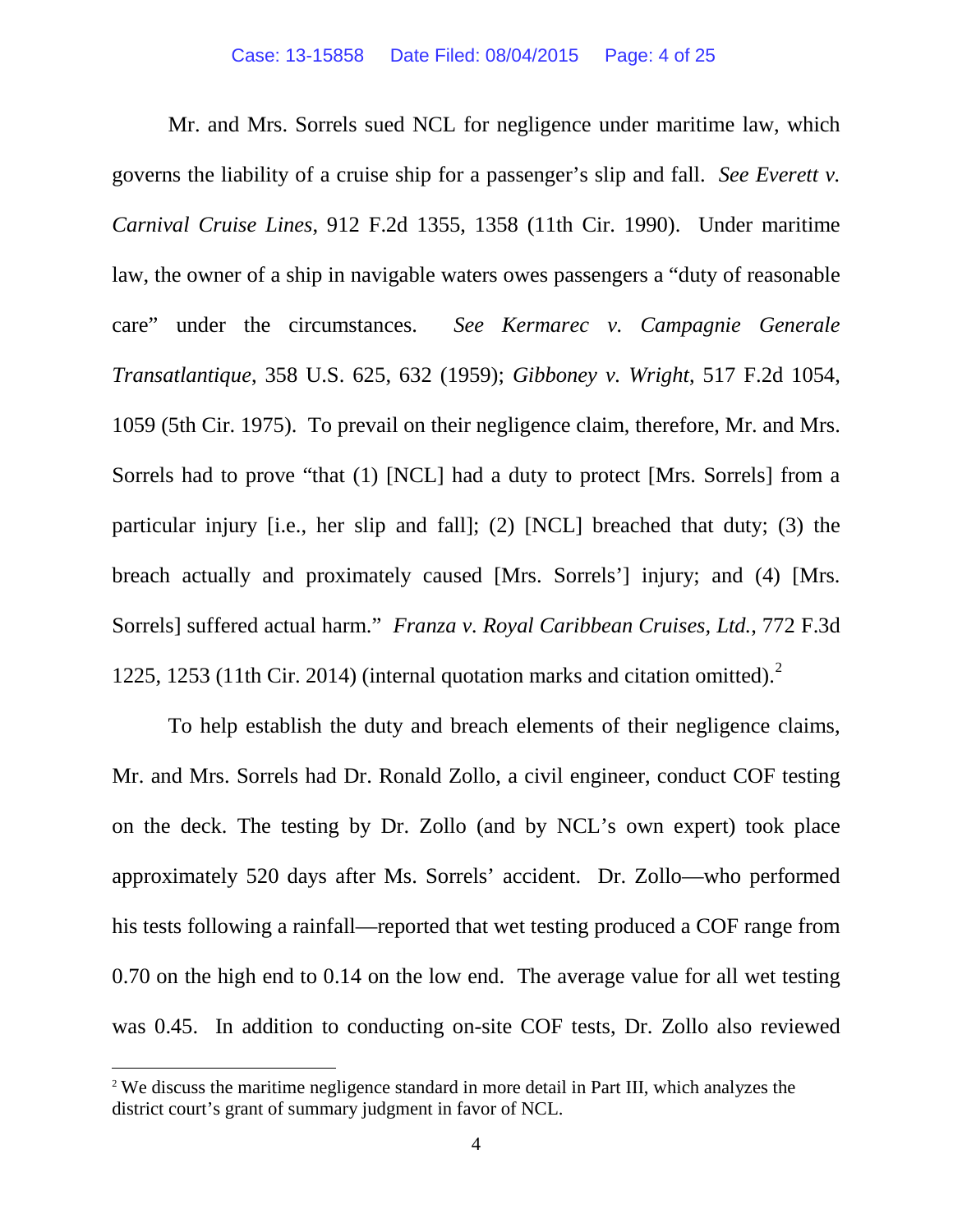Mr. and Mrs. Sorrels sued NCL for negligence under maritime law, which governs the liability of a cruise ship for a passenger's slip and fall. *See Everett v. Carnival Cruise Lines*, 912 F.2d 1355, 1358 (11th Cir. 1990). Under maritime law, the owner of a ship in navigable waters owes passengers a "duty of reasonable care" under the circumstances. *See Kermarec v. Campagnie Generale Transatlantique*, 358 U.S. 625, 632 (1959); *Gibboney v. Wright*, 517 F.2d 1054, 1059 (5th Cir. 1975). To prevail on their negligence claim, therefore, Mr. and Mrs. Sorrels had to prove "that (1) [NCL] had a duty to protect [Mrs. Sorrels] from a particular injury [i.e., her slip and fall]; (2) [NCL] breached that duty; (3) the breach actually and proximately caused [Mrs. Sorrels'] injury; and (4) [Mrs. Sorrels] suffered actual harm." *Franza v. Royal Caribbean Cruises, Ltd.*, 772 F.3d 1225, 1253 (11th Cir. 2014) (internal quotation marks and citation omitted).[2]

To help establish the duty and breach elements of their negligence claims, Mr. and Mrs. Sorrels had Dr. Ronald Zollo, a civil engineer, conduct COF testing on the deck. The testing by Dr. Zollo (and by NCL's own expert) took place approximately 520 days after Ms. Sorrels' accident. Dr. Zollo—who performed his tests following a rainfall—reported that wet testing produced a COF range from 0.70 on the high end to 0.14 on the low end. The average value for all wet testing was 0.45. In addition to conducting on-site COF tests, Dr. Zollo also reviewed

[2] We discuss the maritime negligence standard in more detail in Part III, which analyzes the district court's grant of summary judgment in favor of NCL.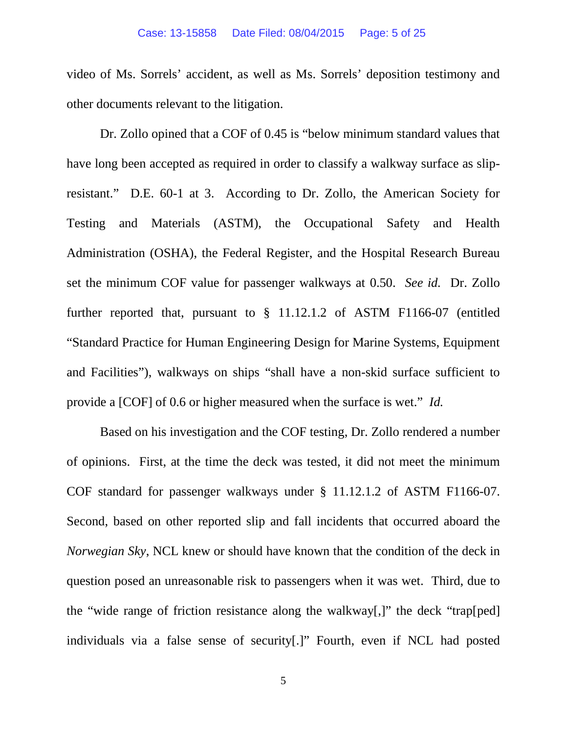video of Ms. Sorrels' accident, as well as Ms. Sorrels' deposition testimony and other documents relevant to the litigation.

Dr. Zollo opined that a COF of 0.45 is "below minimum standard values that have long been accepted as required in order to classify a walkway surface as slip-resistant." D.E. 60-1 at 3. According to Dr. Zollo, the American Society for Testing and Materials (ASTM), the Occupational Safety and Health Administration (OSHA), the Federal Register, and the Hospital Research Bureau set the minimum COF value for passenger walkways at 0.50. *See id.* Dr. Zollo further reported that, pursuant to § 11.12.1.2 of ASTM F1166-07 (entitled "Standard Practice for Human Engineering Design for Marine Systems, Equipment and Facilities"), walkways on ships "shall have a non-skid surface sufficient to provide a [COF] of 0.6 or higher measured when the surface is wet." *Id.*

Based on his investigation and the COF testing, Dr. Zollo rendered a number of opinions. First, at the time the deck was tested, it did not meet the minimum COF standard for passenger walkways under § 11.12.1.2 of ASTM F1166-07. Second, based on other reported slip and fall incidents that occurred aboard the *Norwegian Sky*, NCL knew or should have known that the condition of the deck in question posed an unreasonable risk to passengers when it was wet. Third, due to the "wide range of friction resistance along the walkway[,]" the deck "trap[ped] individuals via a false sense of security[.]" Fourth, even if NCL had posted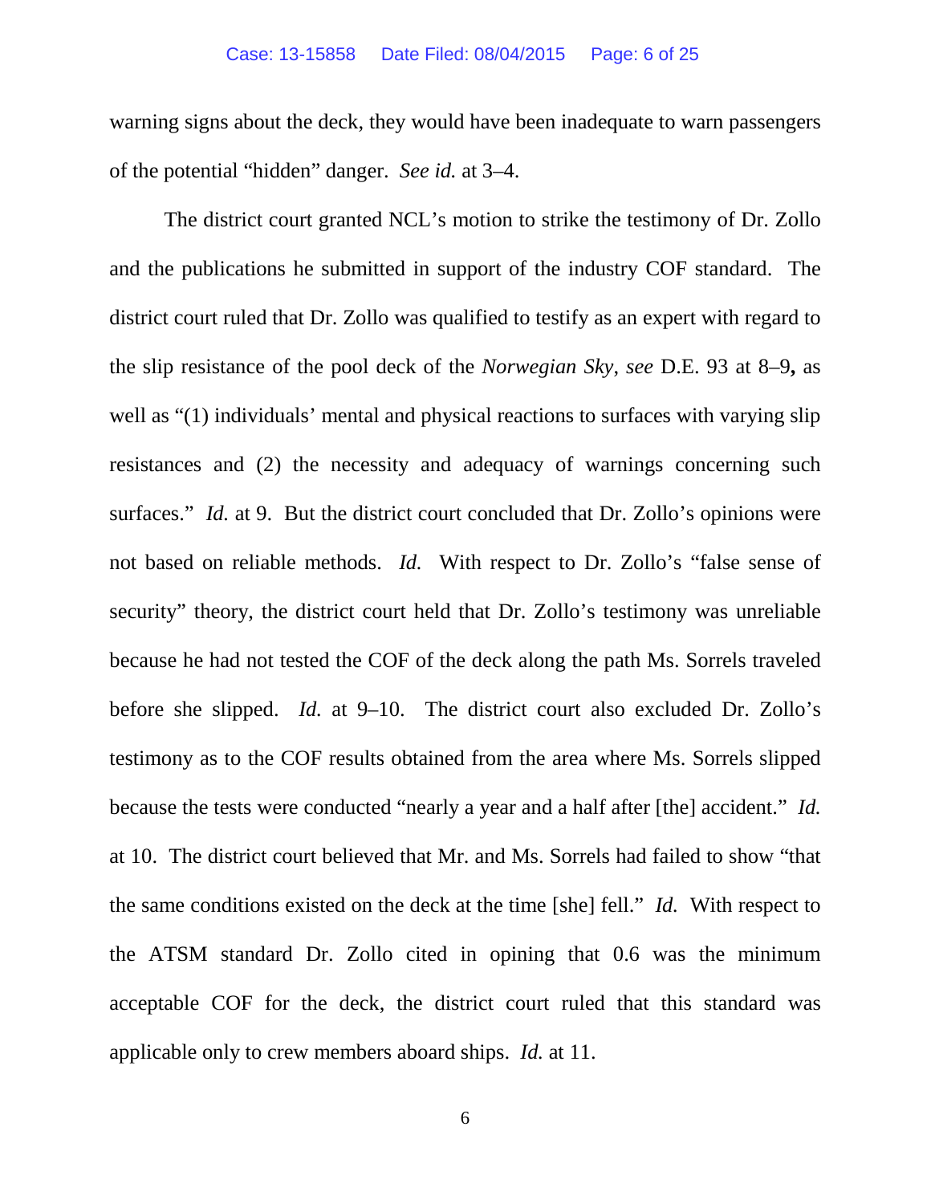warning signs about the deck, they would have been inadequate to warn passengers of the potential "hidden" danger. *See id.* at 3–4.

The district court granted NCL's motion to strike the testimony of Dr. Zollo and the publications he submitted in support of the industry COF standard. The district court ruled that Dr. Zollo was qualified to testify as an expert with regard to the slip resistance of the pool deck of the *Norwegian Sky*, *see* D.E. 93 at 8–9**,** as well as "(1) individuals' mental and physical reactions to surfaces with varying slip resistances and (2) the necessity and adequacy of warnings concerning such surfaces." *Id.* at 9. But the district court concluded that Dr. Zollo's opinions were not based on reliable methods. *Id.* With respect to Dr. Zollo's "false sense of security" theory, the district court held that Dr. Zollo's testimony was unreliable because he had not tested the COF of the deck along the path Ms. Sorrels traveled before she slipped. *Id.* at 9–10. The district court also excluded Dr. Zollo's testimony as to the COF results obtained from the area where Ms. Sorrels slipped because the tests were conducted "nearly a year and a half after [the] accident." *Id.* at 10. The district court believed that Mr. and Ms. Sorrels had failed to show "that the same conditions existed on the deck at the time [she] fell." *Id.* With respect to the ATSM standard Dr. Zollo cited in opining that 0.6 was the minimum acceptable COF for the deck, the district court ruled that this standard was applicable only to crew members aboard ships. *Id.* at 11.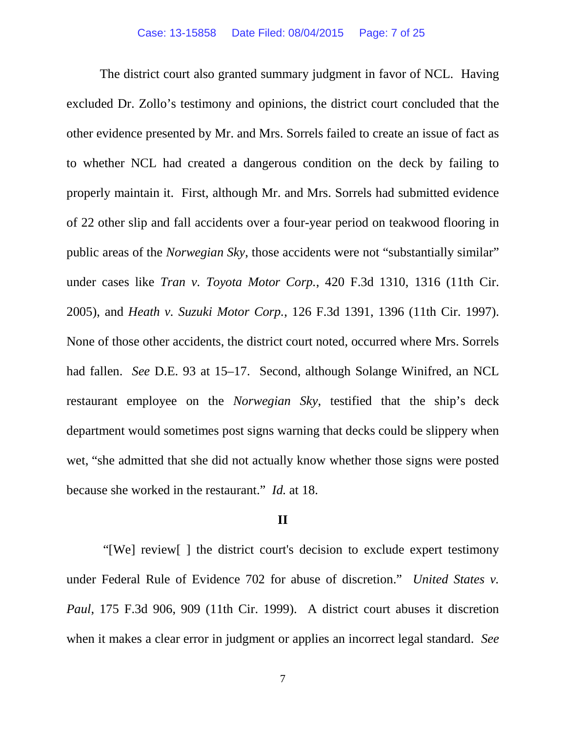The district court also granted summary judgment in favor of NCL. Having excluded Dr. Zollo's testimony and opinions, the district court concluded that the other evidence presented by Mr. and Mrs. Sorrels failed to create an issue of fact as to whether NCL had created a dangerous condition on the deck by failing to properly maintain it. First, although Mr. and Mrs. Sorrels had submitted evidence of 22 other slip and fall accidents over a four-year period on teakwood flooring in public areas of the *Norwegian Sky*, those accidents were not "substantially similar" under cases like *Tran v. Toyota Motor Corp.*, 420 F.3d 1310, 1316 (11th Cir. 2005), and *Heath v. Suzuki Motor Corp.*, 126 F.3d 1391, 1396 (11th Cir. 1997). None of those other accidents, the district court noted, occurred where Mrs. Sorrels had fallen. *See* D.E. 93 at 15–17. Second, although Solange Winifred, an NCL restaurant employee on the *Norwegian Sky*, testified that the ship's deck department would sometimes post signs warning that decks could be slippery when wet, "she admitted that she did not actually know whether those signs were posted because she worked in the restaurant." *Id.* at 18.

## II

"[We] review[ ] the district court's decision to exclude expert testimony under Federal Rule of Evidence 702 for abuse of discretion." *United States v. Paul*, 175 F.3d 906, 909 (11th Cir. 1999). A district court abuses it discretion when it makes a clear error in judgment or applies an incorrect legal standard. *See*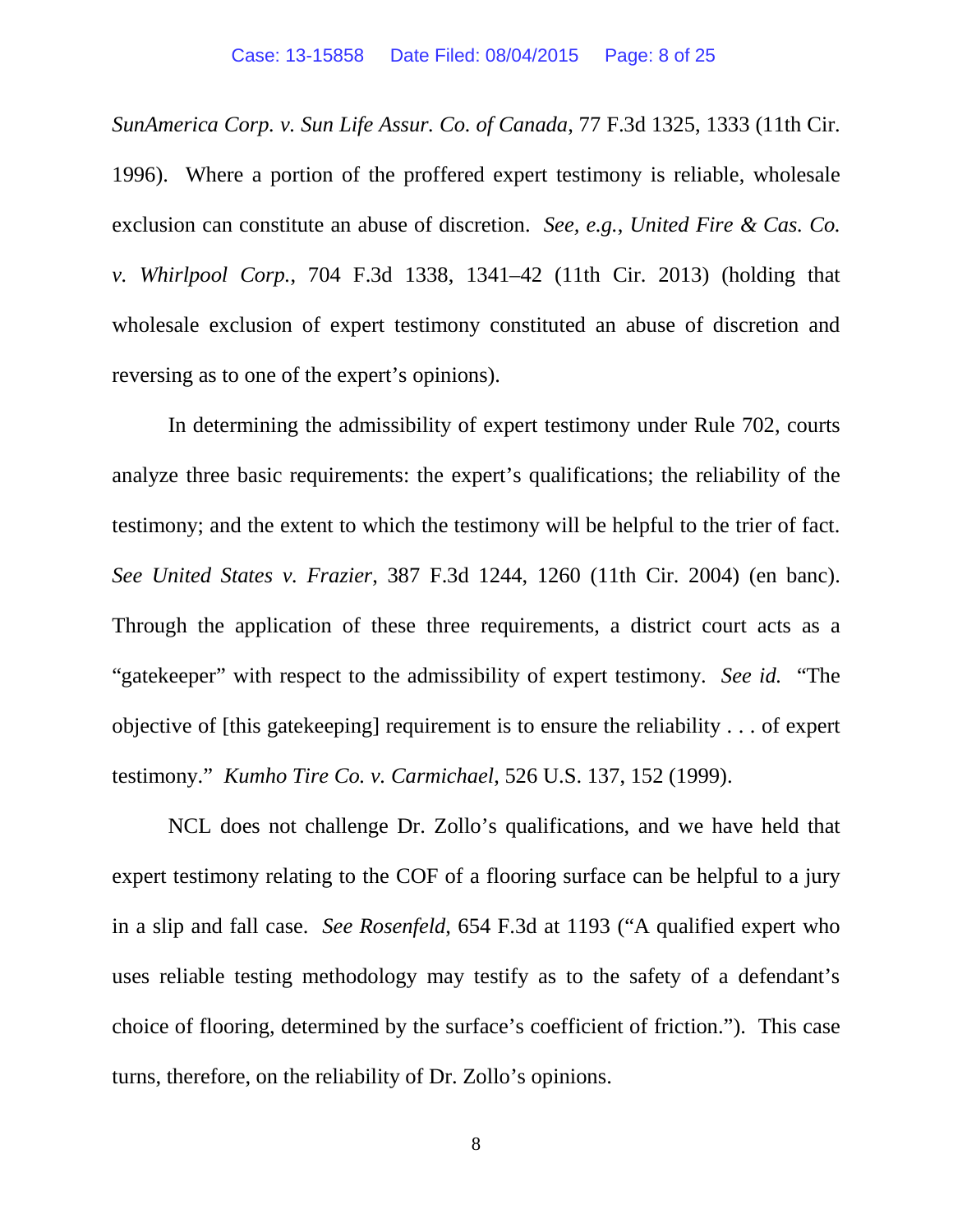*SunAmerica Corp. v. Sun Life Assur. Co. of Canada*, 77 F.3d 1325, 1333 (11th Cir. 1996). Where a portion of the proffered expert testimony is reliable, wholesale exclusion can constitute an abuse of discretion. *See, e.g.*, *United Fire & Cas. Co. v. Whirlpool Corp.*, 704 F.3d 1338, 1341–42 (11th Cir. 2013) (holding that wholesale exclusion of expert testimony constituted an abuse of discretion and reversing as to one of the expert's opinions).

In determining the admissibility of expert testimony under Rule 702, courts analyze three basic requirements: the expert's qualifications; the reliability of the testimony; and the extent to which the testimony will be helpful to the trier of fact. *See United States v. Frazier*, 387 F.3d 1244, 1260 (11th Cir. 2004) (en banc). Through the application of these three requirements, a district court acts as a "gatekeeper" with respect to the admissibility of expert testimony. *See id.* "The objective of [this gatekeeping] requirement is to ensure the reliability . . . of expert testimony." *Kumho Tire Co. v. Carmichael*, 526 U.S. 137, 152 (1999).

NCL does not challenge Dr. Zollo's qualifications, and we have held that expert testimony relating to the COF of a flooring surface can be helpful to a jury in a slip and fall case. *See Rosenfeld*, 654 F.3d at 1193 ("A qualified expert who uses reliable testing methodology may testify as to the safety of a defendant's choice of flooring, determined by the surface's coefficient of friction."). This case turns, therefore, on the reliability of Dr. Zollo's opinions.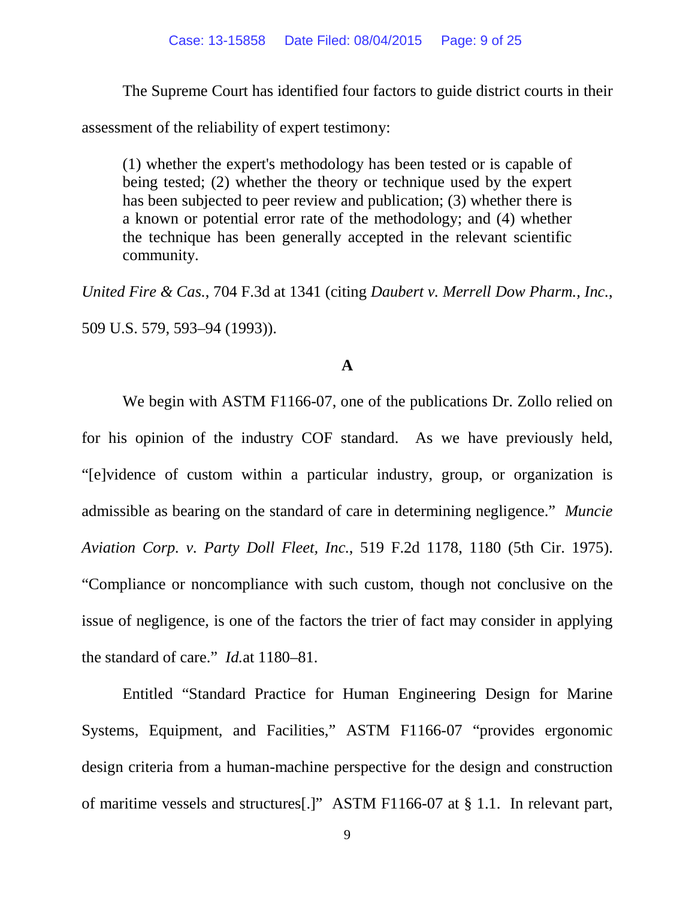The Supreme Court has identified four factors to guide district courts in their assessment of the reliability of expert testimony:

> (1) whether the expert's methodology has been tested or is capable of being tested; (2) whether the theory or technique used by the expert has been subjected to peer review and publication; (3) whether there is a known or potential error rate of the methodology; and (4) whether the technique has been generally accepted in the relevant scientific community.

*United Fire & Cas.*, 704 F.3d at 1341 (citing *Daubert v. Merrell Dow Pharm., Inc.*, 509 U.S. 579, 593–94 (1993)).

**A**

We begin with ASTM F1166-07, one of the publications Dr. Zollo relied on for his opinion of the industry COF standard. As we have previously held, "[e]vidence of custom within a particular industry, group, or organization is admissible as bearing on the standard of care in determining negligence." *Muncie Aviation Corp. v. Party Doll Fleet, Inc.*, 519 F.2d 1178, 1180 (5th Cir. 1975). "Compliance or noncompliance with such custom, though not conclusive on the issue of negligence, is one of the factors the trier of fact may consider in applying the standard of care." *Id.*at 1180–81.

Entitled "Standard Practice for Human Engineering Design for Marine Systems, Equipment, and Facilities," ASTM F1166-07 "provides ergonomic design criteria from a human-machine perspective for the design and construction of maritime vessels and structures[.]" ASTM F1166-07 at § 1.1. In relevant part,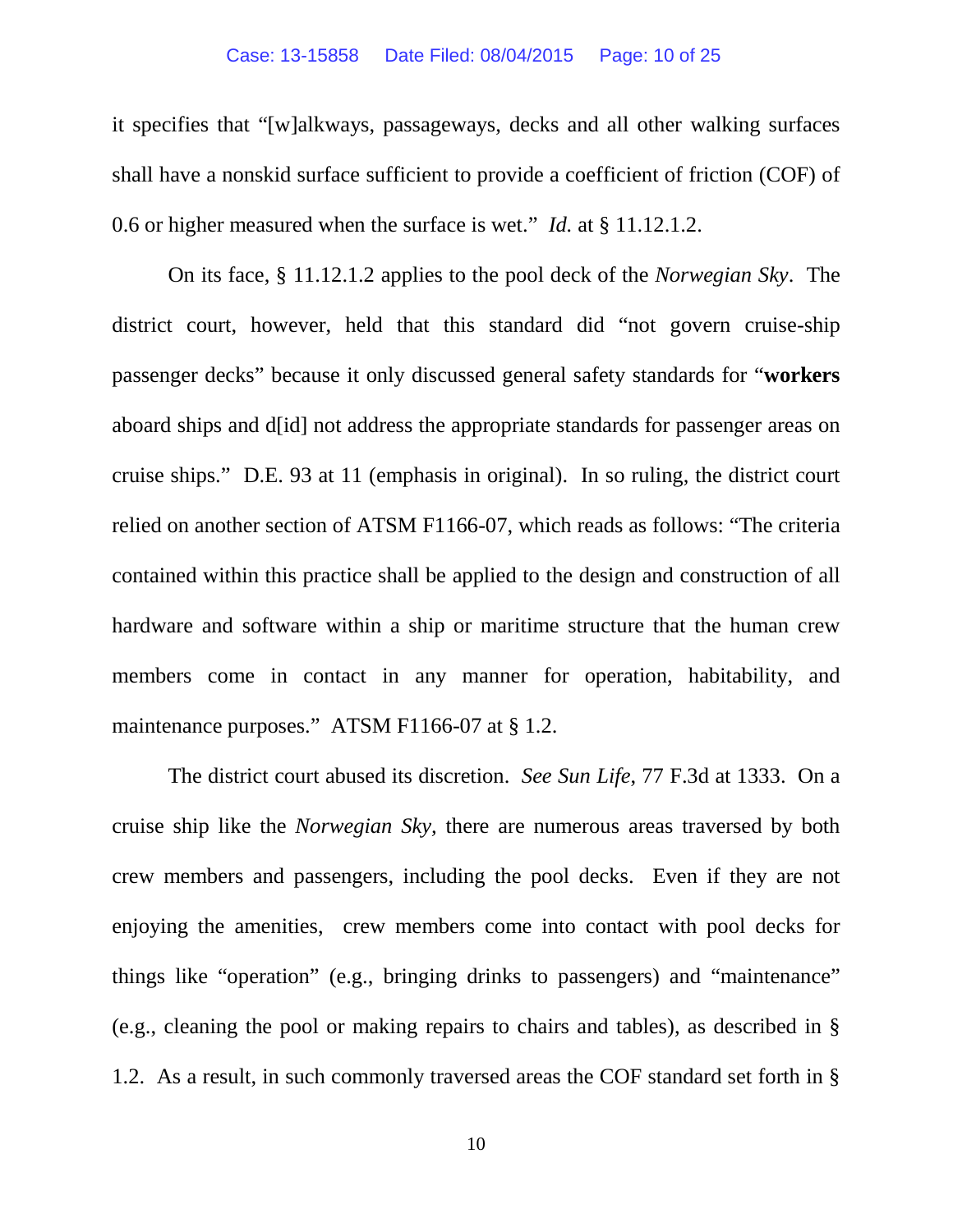it specifies that "[w]alkways, passageways, decks and all other walking surfaces shall have a nonskid surface sufficient to provide a coefficient of friction (COF) of 0.6 or higher measured when the surface is wet." *Id.* at § 11.12.1.2.

On its face, § 11.12.1.2 applies to the pool deck of the *Norwegian Sky*. The district court, however, held that this standard did "not govern cruise-ship passenger decks" because it only discussed general safety standards for "**workers** aboard ships and d[id] not address the appropriate standards for passenger areas on cruise ships." D.E. 93 at 11 (emphasis in original). In so ruling, the district court relied on another section of ATSM F1166-07, which reads as follows: "The criteria contained within this practice shall be applied to the design and construction of all hardware and software within a ship or maritime structure that the human crew members come in contact in any manner for operation, habitability, and maintenance purposes." ATSM F1166-07 at § 1.2.

The district court abused its discretion. *See Sun Life*, 77 F.3d at 1333. On a cruise ship like the *Norwegian Sky*, there are numerous areas traversed by both crew members and passengers, including the pool decks. Even if they are not enjoying the amenities, crew members come into contact with pool decks for things like "operation" (e.g., bringing drinks to passengers) and "maintenance" (e.g., cleaning the pool or making repairs to chairs and tables), as described in § 1.2. As a result, in such commonly traversed areas the COF standard set forth in §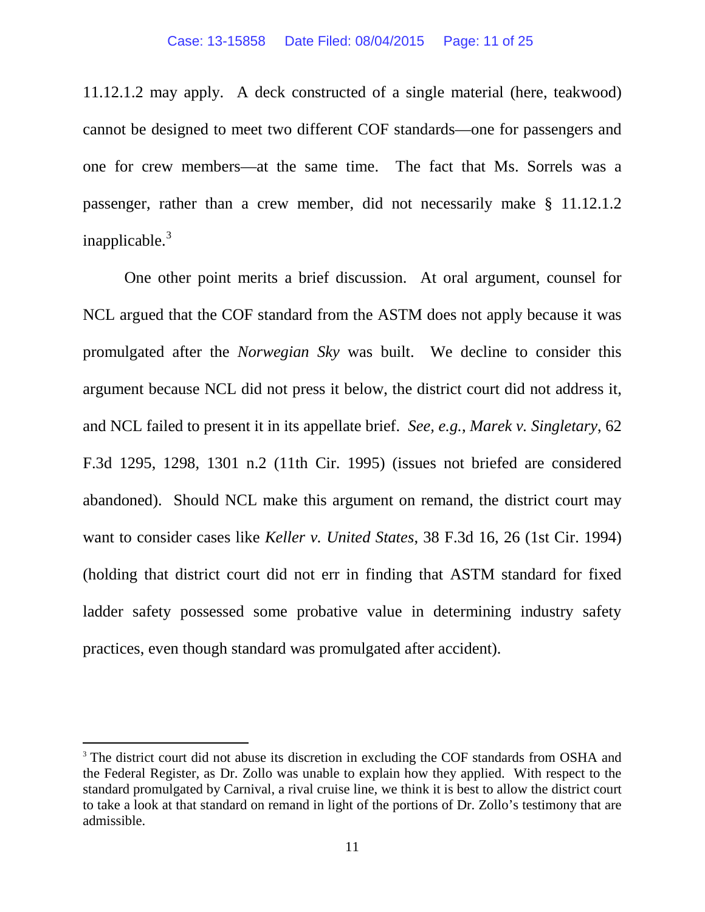11.12.1.2 may apply. A deck constructed of a single material (here, teakwood) cannot be designed to meet two different COF standards—one for passengers and one for crew members—at the same time. The fact that Ms. Sorrels was a passenger, rather than a crew member, did not necessarily make § 11.12.1.2 inapplicable.[3]

One other point merits a brief discussion. At oral argument, counsel for NCL argued that the COF standard from the ASTM does not apply because it was promulgated after the *Norwegian Sky* was built. We decline to consider this argument because NCL did not press it below, the district court did not address it, and NCL failed to present it in its appellate brief. *See, e.g.*, *Marek v. Singletary*, 62 F.3d 1295, 1298, 1301 n.2 (11th Cir. 1995) (issues not briefed are considered abandoned). Should NCL make this argument on remand, the district court may want to consider cases like *Keller v. United States*, 38 F.3d 16, 26 (1st Cir. 1994) (holding that district court did not err in finding that ASTM standard for fixed ladder safety possessed some probative value in determining industry safety practices, even though standard was promulgated after accident).

---

[3] The district court did not abuse its discretion in excluding the COF standards from OSHA and the Federal Register, as Dr. Zollo was unable to explain how they applied. With respect to the standard promulgated by Carnival, a rival cruise line, we think it is best to allow the district court to take a look at that standard on remand in light of the portions of Dr. Zollo's testimony that are admissible.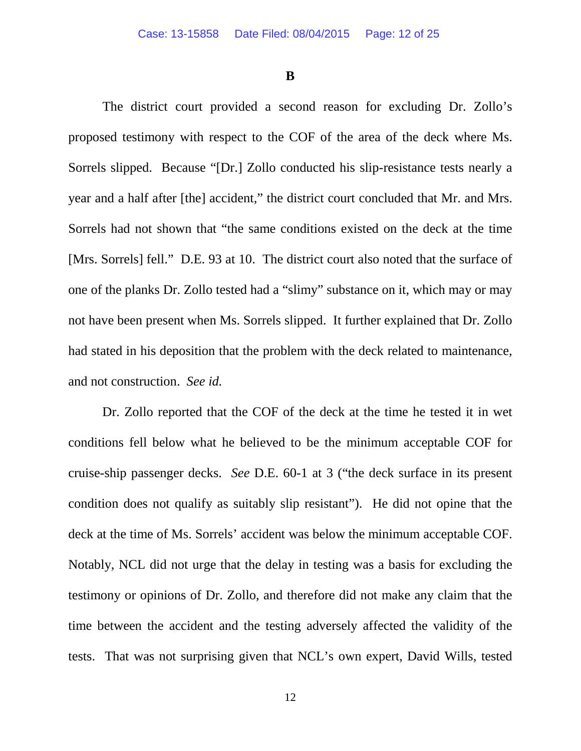**B**

The district court provided a second reason for excluding Dr. Zollo's proposed testimony with respect to the COF of the area of the deck where Ms. Sorrels slipped. Because "[Dr.] Zollo conducted his slip-resistance tests nearly a year and a half after [the] accident," the district court concluded that Mr. and Mrs. Sorrels had not shown that "the same conditions existed on the deck at the time [Mrs. Sorrels] fell." D.E. 93 at 10. The district court also noted that the surface of one of the planks Dr. Zollo tested had a "slimy" substance on it, which may or may not have been present when Ms. Sorrels slipped. It further explained that Dr. Zollo had stated in his deposition that the problem with the deck related to maintenance, and not construction. *See id.*

Dr. Zollo reported that the COF of the deck at the time he tested it in wet conditions fell below what he believed to be the minimum acceptable COF for cruise-ship passenger decks. *See* D.E. 60-1 at 3 ("the deck surface in its present condition does not qualify as suitably slip resistant"). He did not opine that the deck at the time of Ms. Sorrels' accident was below the minimum acceptable COF. Notably, NCL did not urge that the delay in testing was a basis for excluding the testimony or opinions of Dr. Zollo, and therefore did not make any claim that the time between the accident and the testing adversely affected the validity of the tests. That was not surprising given that NCL's own expert, David Wills, tested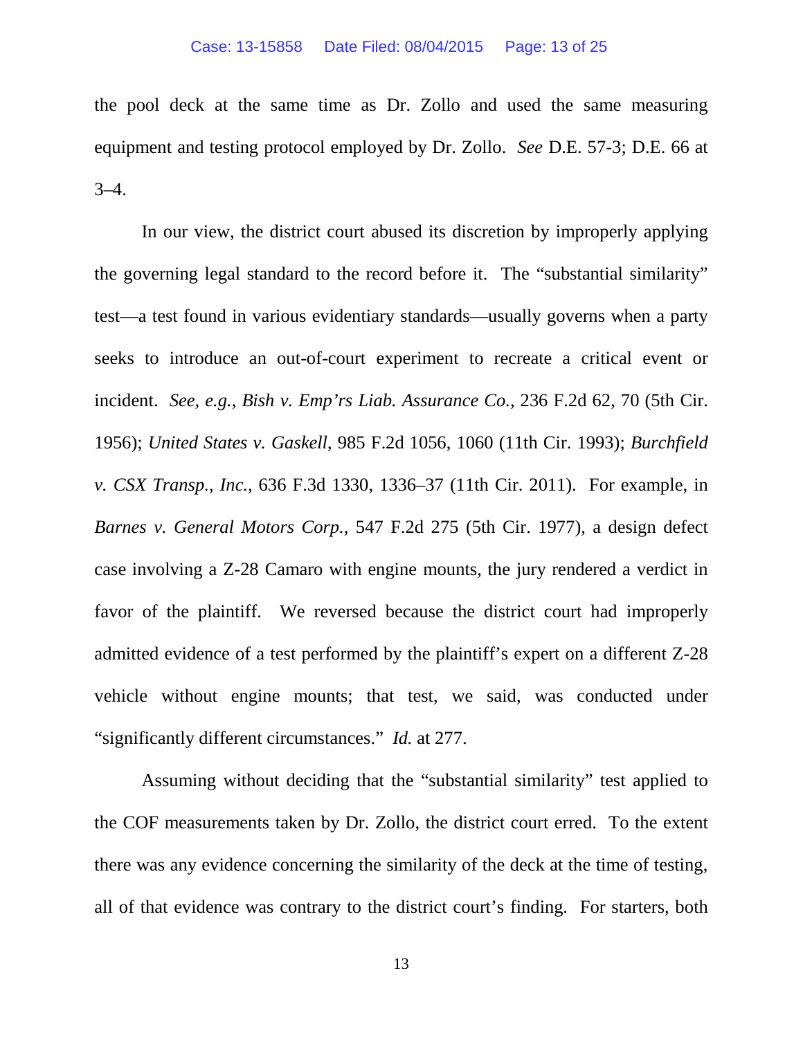the pool deck at the same time as Dr. Zollo and used the same measuring equipment and testing protocol employed by Dr. Zollo. *See* D.E. 57-3; D.E. 66 at 3–4.

In our view, the district court abused its discretion by improperly applying the governing legal standard to the record before it. The "substantial similarity" test—a test found in various evidentiary standards—usually governs when a party seeks to introduce an out-of-court experiment to recreate a critical event or incident. *See, e.g.*, *Bish v. Emp'rs Liab. Assurance Co.*, 236 F.2d 62, 70 (5th Cir. 1956); *United States v. Gaskell*, 985 F.2d 1056, 1060 (11th Cir. 1993); *Burchfield v. CSX Transp., Inc.*, 636 F.3d 1330, 1336–37 (11th Cir. 2011). For example, in *Barnes v. General Motors Corp.*, 547 F.2d 275 (5th Cir. 1977), a design defect case involving a Z-28 Camaro with engine mounts, the jury rendered a verdict in favor of the plaintiff. We reversed because the district court had improperly admitted evidence of a test performed by the plaintiff's expert on a different Z-28 vehicle without engine mounts; that test, we said, was conducted under "significantly different circumstances." *Id.* at 277.

Assuming without deciding that the "substantial similarity" test applied to the COF measurements taken by Dr. Zollo, the district court erred. To the extent there was any evidence concerning the similarity of the deck at the time of testing, all of that evidence was contrary to the district court's finding. For starters, both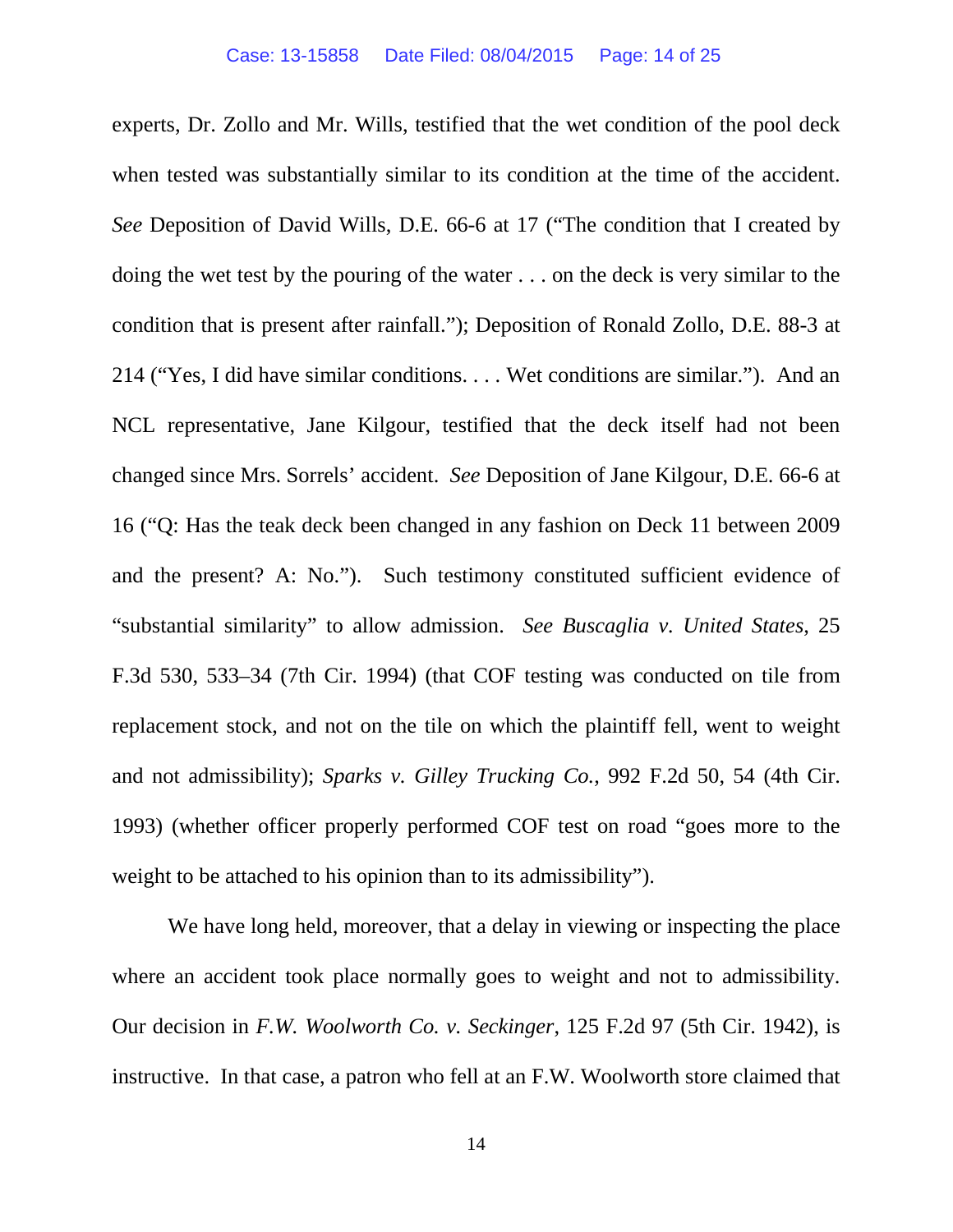experts, Dr. Zollo and Mr. Wills, testified that the wet condition of the pool deck when tested was substantially similar to its condition at the time of the accident. *See* Deposition of David Wills, D.E. 66-6 at 17 ("The condition that I created by doing the wet test by the pouring of the water . . . on the deck is very similar to the condition that is present after rainfall."); Deposition of Ronald Zollo, D.E. 88-3 at 214 ("Yes, I did have similar conditions. . . . Wet conditions are similar."). And an NCL representative, Jane Kilgour, testified that the deck itself had not been changed since Mrs. Sorrels' accident. *See* Deposition of Jane Kilgour, D.E. 66-6 at 16 ("Q: Has the teak deck been changed in any fashion on Deck 11 between 2009 and the present? A: No."). Such testimony constituted sufficient evidence of "substantial similarity" to allow admission. *See Buscaglia v. United States*, 25 F.3d 530, 533–34 (7th Cir. 1994) (that COF testing was conducted on tile from replacement stock, and not on the tile on which the plaintiff fell, went to weight and not admissibility); *Sparks v. Gilley Trucking Co.*, 992 F.2d 50, 54 (4th Cir. 1993) (whether officer properly performed COF test on road "goes more to the weight to be attached to his opinion than to its admissibility").

We have long held, moreover, that a delay in viewing or inspecting the place where an accident took place normally goes to weight and not to admissibility. Our decision in *F.W. Woolworth Co. v. Seckinger*, 125 F.2d 97 (5th Cir. 1942), is instructive. In that case, a patron who fell at an F.W. Woolworth store claimed that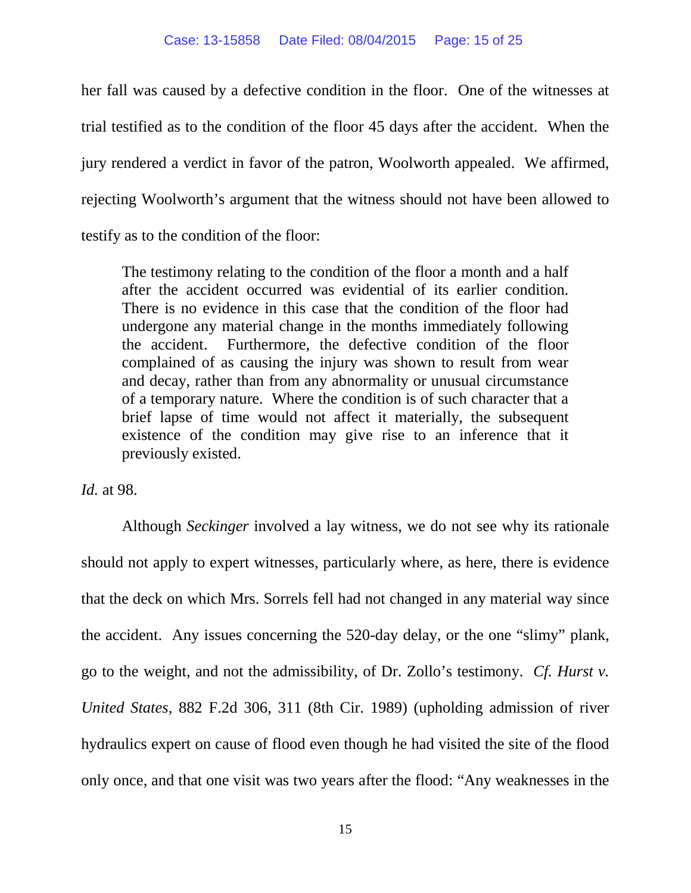her fall was caused by a defective condition in the floor. One of the witnesses at trial testified as to the condition of the floor 45 days after the accident. When the jury rendered a verdict in favor of the patron, Woolworth appealed. We affirmed, rejecting Woolworth's argument that the witness should not have been allowed to testify as to the condition of the floor:

> The testimony relating to the condition of the floor a month and a half after the accident occurred was evidential of its earlier condition. There is no evidence in this case that the condition of the floor had undergone any material change in the months immediately following the accident. Furthermore, the defective condition of the floor complained of as causing the injury was shown to result from wear and decay, rather than from any abnormality or unusual circumstance of a temporary nature. Where the condition is of such character that a brief lapse of time would not affect it materially, the subsequent existence of the condition may give rise to an inference that it previously existed.

*Id.* at 98.

Although *Seckinger* involved a lay witness, we do not see why its rationale should not apply to expert witnesses, particularly where, as here, there is evidence that the deck on which Mrs. Sorrels fell had not changed in any material way since the accident. Any issues concerning the 520-day delay, or the one "slimy" plank, go to the weight, and not the admissibility, of Dr. Zollo's testimony. *Cf. Hurst v. United States*, 882 F.2d 306, 311 (8th Cir. 1989) (upholding admission of river hydraulics expert on cause of flood even though he had visited the site of the flood only once, and that one visit was two years after the flood: "Any weaknesses in the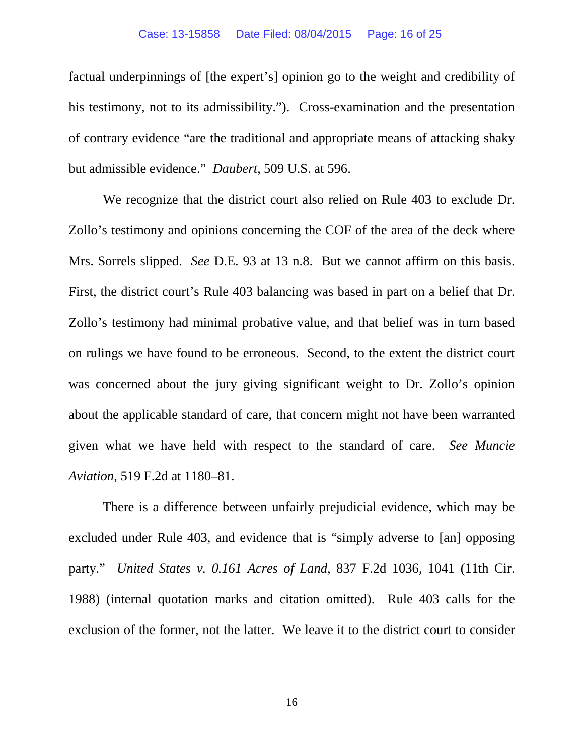factual underpinnings of [the expert's] opinion go to the weight and credibility of his testimony, not to its admissibility."). Cross-examination and the presentation of contrary evidence "are the traditional and appropriate means of attacking shaky but admissible evidence." *Daubert*, 509 U.S. at 596.

We recognize that the district court also relied on Rule 403 to exclude Dr. Zollo's testimony and opinions concerning the COF of the area of the deck where Mrs. Sorrels slipped. *See* D.E. 93 at 13 n.8. But we cannot affirm on this basis. First, the district court's Rule 403 balancing was based in part on a belief that Dr. Zollo's testimony had minimal probative value, and that belief was in turn based on rulings we have found to be erroneous. Second, to the extent the district court was concerned about the jury giving significant weight to Dr. Zollo's opinion about the applicable standard of care, that concern might not have been warranted given what we have held with respect to the standard of care. *See Muncie Aviation*, 519 F.2d at 1180–81.

There is a difference between unfairly prejudicial evidence, which may be excluded under Rule 403, and evidence that is "simply adverse to [an] opposing party." *United States v. 0.161 Acres of Land*, 837 F.2d 1036, 1041 (11th Cir. 1988) (internal quotation marks and citation omitted). Rule 403 calls for the exclusion of the former, not the latter. We leave it to the district court to consider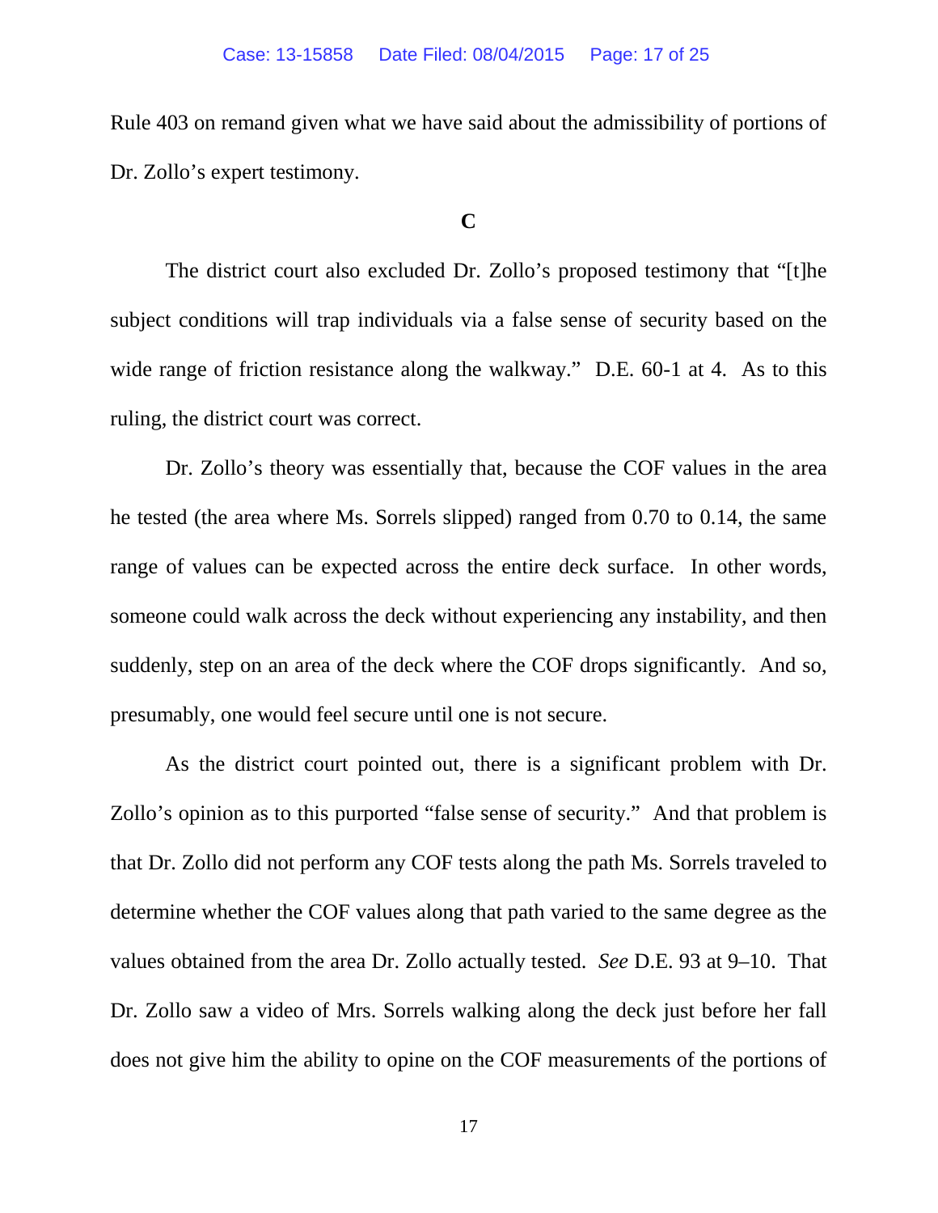Rule 403 on remand given what we have said about the admissibility of portions of Dr. Zollo's expert testimony.

### C

The district court also excluded Dr. Zollo's proposed testimony that "[t]he subject conditions will trap individuals via a false sense of security based on the wide range of friction resistance along the walkway." D.E. 60-1 at 4. As to this ruling, the district court was correct.

Dr. Zollo's theory was essentially that, because the COF values in the area he tested (the area where Ms. Sorrels slipped) ranged from 0.70 to 0.14, the same range of values can be expected across the entire deck surface. In other words, someone could walk across the deck without experiencing any instability, and then suddenly, step on an area of the deck where the COF drops significantly. And so, presumably, one would feel secure until one is not secure.

As the district court pointed out, there is a significant problem with Dr. Zollo's opinion as to this purported "false sense of security." And that problem is that Dr. Zollo did not perform any COF tests along the path Ms. Sorrels traveled to determine whether the COF values along that path varied to the same degree as the values obtained from the area Dr. Zollo actually tested. *See* D.E. 93 at 9–10. That Dr. Zollo saw a video of Mrs. Sorrels walking along the deck just before her fall does not give him the ability to opine on the COF measurements of the portions of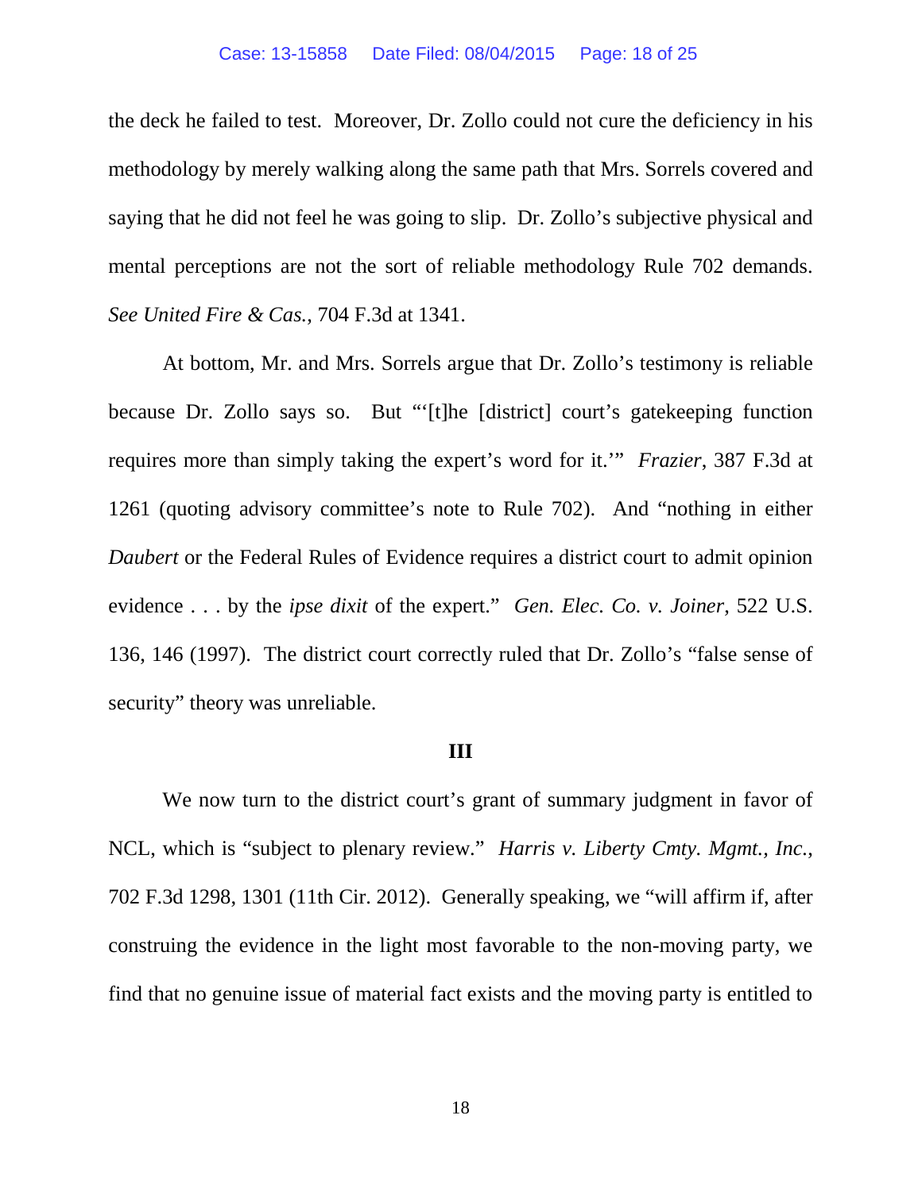the deck he failed to test. Moreover, Dr. Zollo could not cure the deficiency in his methodology by merely walking along the same path that Mrs. Sorrels covered and saying that he did not feel he was going to slip. Dr. Zollo's subjective physical and mental perceptions are not the sort of reliable methodology Rule 702 demands. *See United Fire & Cas.*, 704 F.3d at 1341.

At bottom, Mr. and Mrs. Sorrels argue that Dr. Zollo's testimony is reliable because Dr. Zollo says so. But "'[t]he [district] court's gatekeeping function requires more than simply taking the expert's word for it.'" *Frazier*, 387 F.3d at 1261 (quoting advisory committee's note to Rule 702). And "nothing in either *Daubert* or the Federal Rules of Evidence requires a district court to admit opinion evidence . . . by the *ipse dixit* of the expert." *Gen. Elec. Co. v. Joiner*, 522 U.S. 136, 146 (1997). The district court correctly ruled that Dr. Zollo's "false sense of security" theory was unreliable.

### III

We now turn to the district court's grant of summary judgment in favor of NCL, which is "subject to plenary review." *Harris v. Liberty Cmty. Mgmt., Inc.*, 702 F.3d 1298, 1301 (11th Cir. 2012). Generally speaking, we "will affirm if, after construing the evidence in the light most favorable to the non-moving party, we find that no genuine issue of material fact exists and the moving party is entitled to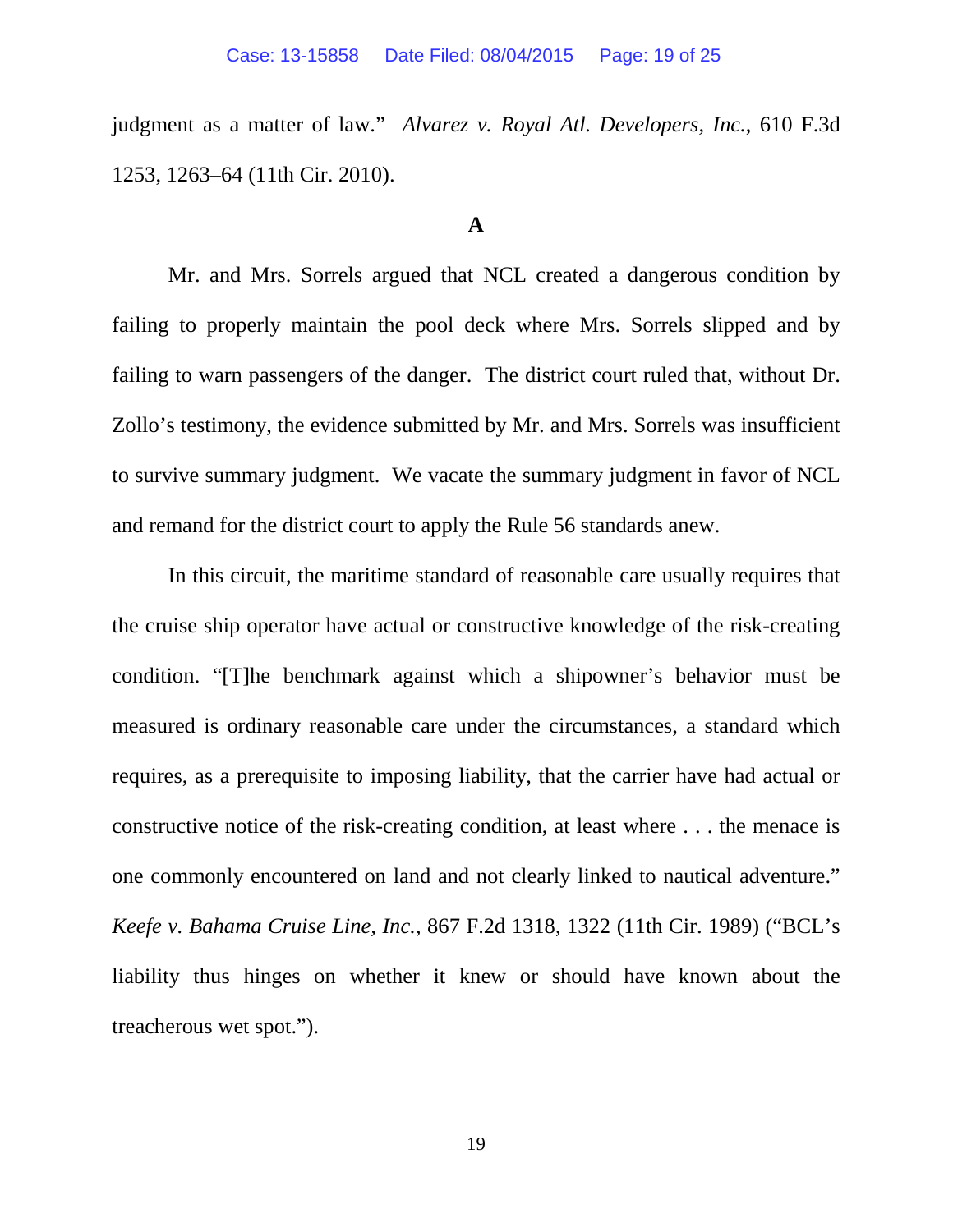judgment as a matter of law." *Alvarez v. Royal Atl. Developers, Inc.*, 610 F.3d 1253, 1263–64 (11th Cir. 2010).

### A

Mr. and Mrs. Sorrels argued that NCL created a dangerous condition by failing to properly maintain the pool deck where Mrs. Sorrels slipped and by failing to warn passengers of the danger. The district court ruled that, without Dr. Zollo's testimony, the evidence submitted by Mr. and Mrs. Sorrels was insufficient to survive summary judgment. We vacate the summary judgment in favor of NCL and remand for the district court to apply the Rule 56 standards anew.

In this circuit, the maritime standard of reasonable care usually requires that the cruise ship operator have actual or constructive knowledge of the risk-creating condition. "[T]he benchmark against which a shipowner's behavior must be measured is ordinary reasonable care under the circumstances, a standard which requires, as a prerequisite to imposing liability, that the carrier have had actual or constructive notice of the risk-creating condition, at least where . . . the menace is one commonly encountered on land and not clearly linked to nautical adventure." *Keefe v. Bahama Cruise Line, Inc.*, 867 F.2d 1318, 1322 (11th Cir. 1989) ("BCL's liability thus hinges on whether it knew or should have known about the treacherous wet spot.").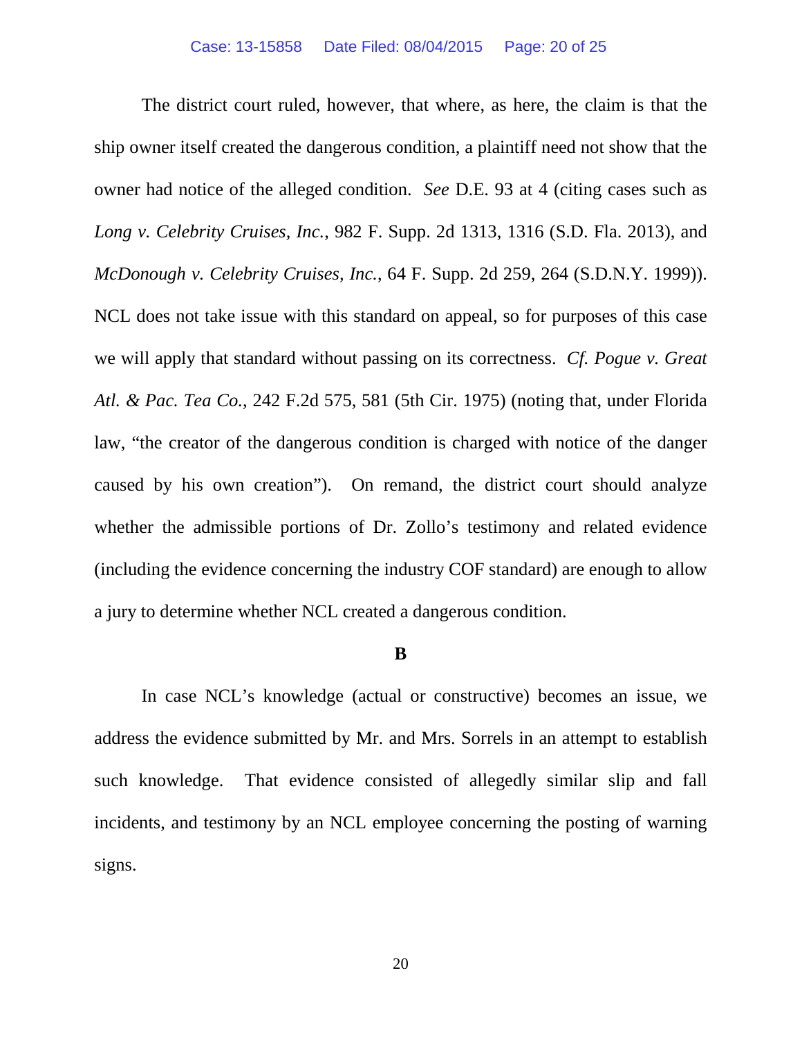The district court ruled, however, that where, as here, the claim is that the ship owner itself created the dangerous condition, a plaintiff need not show that the owner had notice of the alleged condition. *See* D.E. 93 at 4 (citing cases such as *Long v. Celebrity Cruises, Inc.*, 982 F. Supp. 2d 1313, 1316 (S.D. Fla. 2013), and *McDonough v. Celebrity Cruises, Inc.*, 64 F. Supp. 2d 259, 264 (S.D.N.Y. 1999)). NCL does not take issue with this standard on appeal, so for purposes of this case we will apply that standard without passing on its correctness. *Cf. Pogue v. Great Atl. & Pac. Tea Co.*, 242 F.2d 575, 581 (5th Cir. 1975) (noting that, under Florida law, "the creator of the dangerous condition is charged with notice of the danger caused by his own creation"). On remand, the district court should analyze whether the admissible portions of Dr. Zollo's testimony and related evidence (including the evidence concerning the industry COF standard) are enough to allow a jury to determine whether NCL created a dangerous condition.

**B**

In case NCL's knowledge (actual or constructive) becomes an issue, we address the evidence submitted by Mr. and Mrs. Sorrels in an attempt to establish such knowledge. That evidence consisted of allegedly similar slip and fall incidents, and testimony by an NCL employee concerning the posting of warning signs.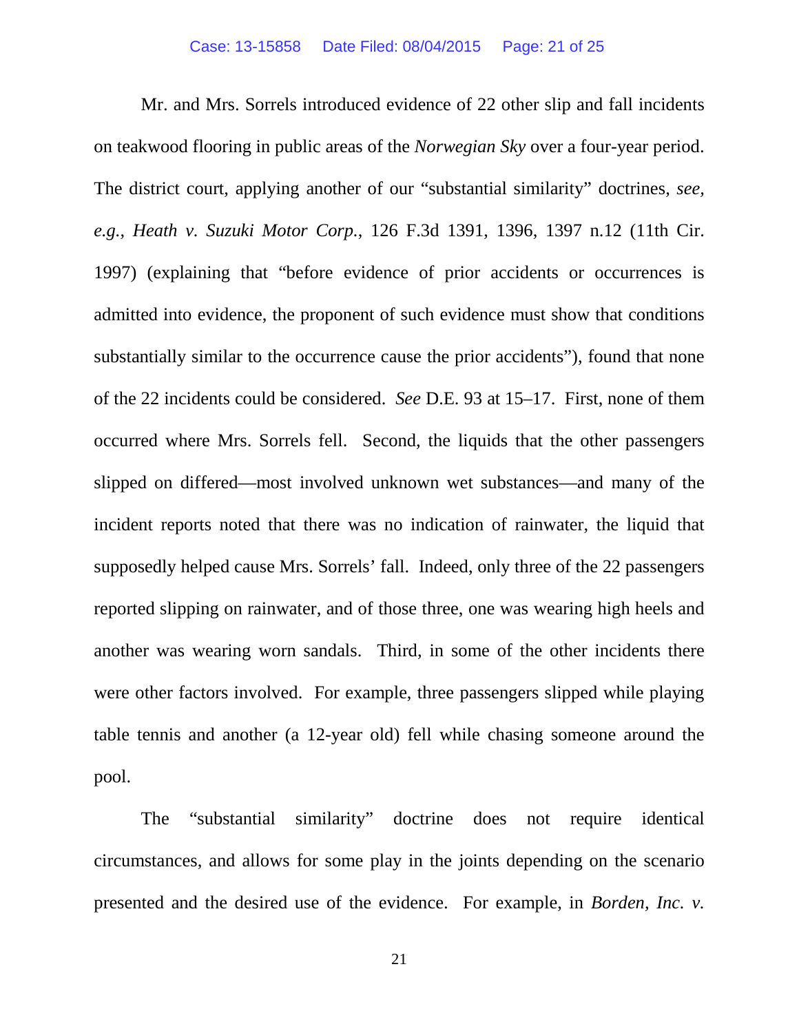Mr. and Mrs. Sorrels introduced evidence of 22 other slip and fall incidents on teakwood flooring in public areas of the *Norwegian Sky* over a four-year period. The district court, applying another of our "substantial similarity" doctrines, *see, e.g.*, *Heath v. Suzuki Motor Corp.*, 126 F.3d 1391, 1396, 1397 n.12 (11th Cir. 1997) (explaining that "before evidence of prior accidents or occurrences is admitted into evidence, the proponent of such evidence must show that conditions substantially similar to the occurrence cause the prior accidents"), found that none of the 22 incidents could be considered. *See* D.E. 93 at 15–17. First, none of them occurred where Mrs. Sorrels fell. Second, the liquids that the other passengers slipped on differed—most involved unknown wet substances—and many of the incident reports noted that there was no indication of rainwater, the liquid that supposedly helped cause Mrs. Sorrels' fall. Indeed, only three of the 22 passengers reported slipping on rainwater, and of those three, one was wearing high heels and another was wearing worn sandals. Third, in some of the other incidents there were other factors involved. For example, three passengers slipped while playing table tennis and another (a 12-year old) fell while chasing someone around the pool.

The "substantial similarity" doctrine does not require identical circumstances, and allows for some play in the joints depending on the scenario presented and the desired use of the evidence. For example, in *Borden, Inc. v.*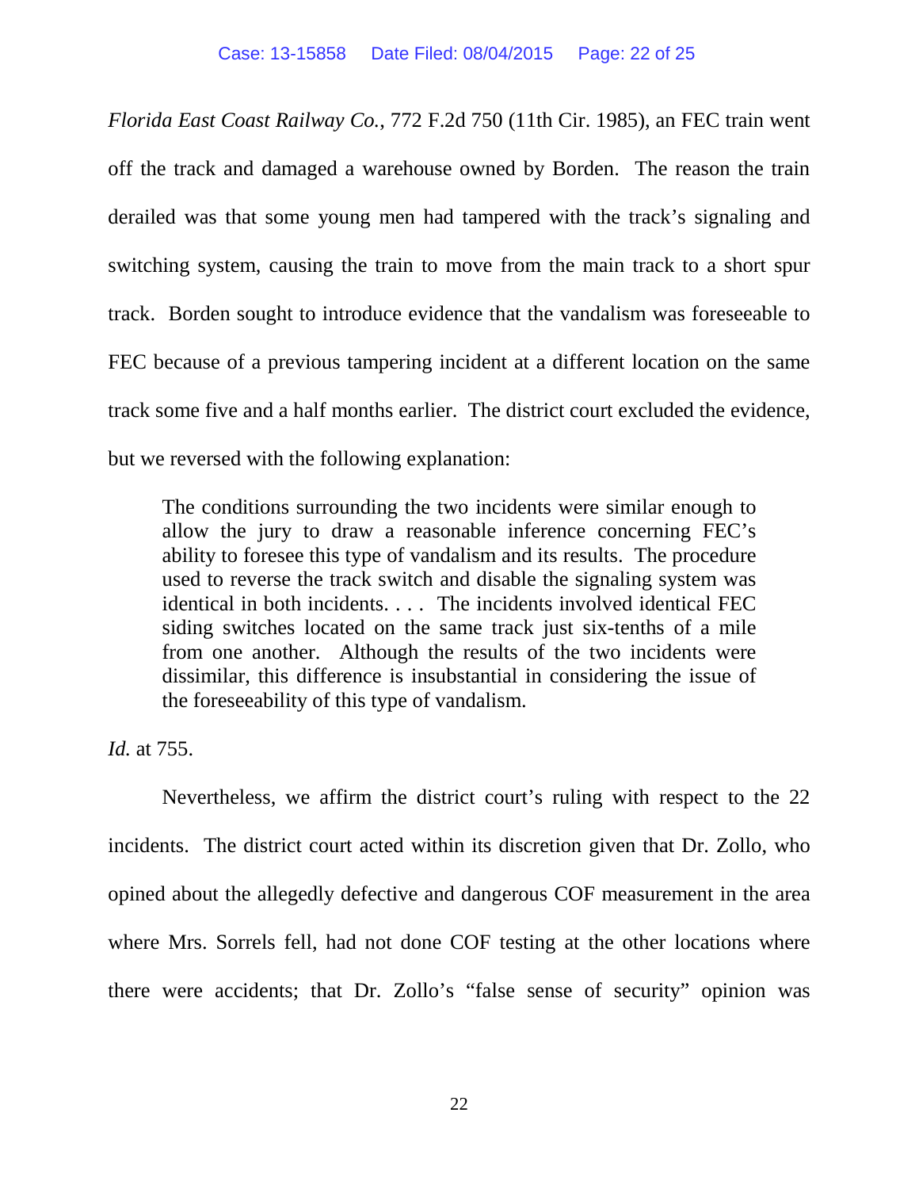*Florida East Coast Railway Co.*, 772 F.2d 750 (11th Cir. 1985), an FEC train went off the track and damaged a warehouse owned by Borden. The reason the train derailed was that some young men had tampered with the track's signaling and switching system, causing the train to move from the main track to a short spur track. Borden sought to introduce evidence that the vandalism was foreseeable to FEC because of a previous tampering incident at a different location on the same track some five and a half months earlier. The district court excluded the evidence, but we reversed with the following explanation:

> The conditions surrounding the two incidents were similar enough to allow the jury to draw a reasonable inference concerning FEC's ability to foresee this type of vandalism and its results. The procedure used to reverse the track switch and disable the signaling system was identical in both incidents. . . . The incidents involved identical FEC siding switches located on the same track just six-tenths of a mile from one another. Although the results of the two incidents were dissimilar, this difference is insubstantial in considering the issue of the foreseeability of this type of vandalism.

*Id.* at 755.

Nevertheless, we affirm the district court's ruling with respect to the 22 incidents. The district court acted within its discretion given that Dr. Zollo, who opined about the allegedly defective and dangerous COF measurement in the area where Mrs. Sorrels fell, had not done COF testing at the other locations where there were accidents; that Dr. Zollo's "false sense of security" opinion was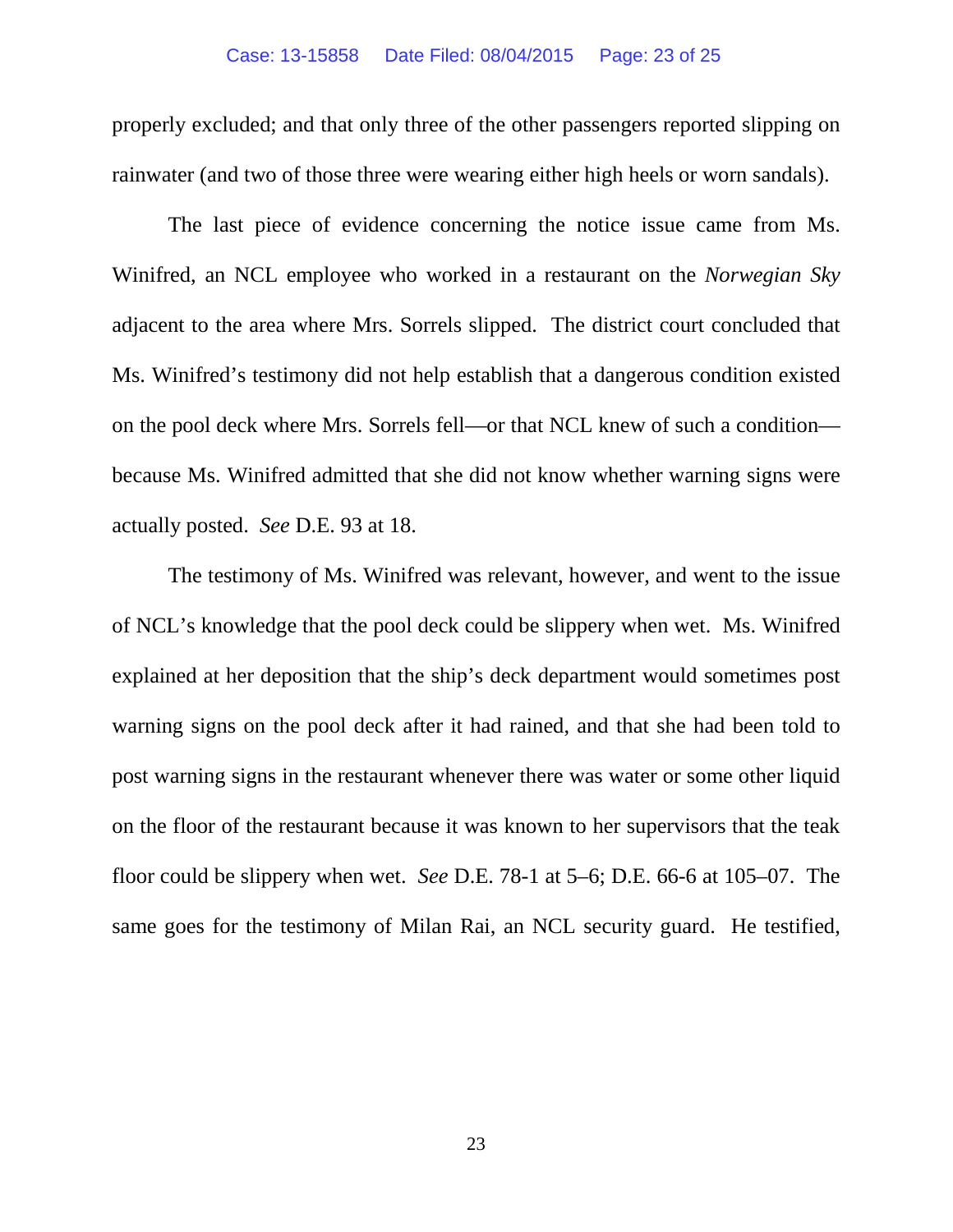properly excluded; and that only three of the other passengers reported slipping on rainwater (and two of those three were wearing either high heels or worn sandals).

The last piece of evidence concerning the notice issue came from Ms. Winifred, an NCL employee who worked in a restaurant on the *Norwegian Sky* adjacent to the area where Mrs. Sorrels slipped. The district court concluded that Ms. Winifred's testimony did not help establish that a dangerous condition existed on the pool deck where Mrs. Sorrels fell—or that NCL knew of such a condition—because Ms. Winifred admitted that she did not know whether warning signs were actually posted. *See* D.E. 93 at 18.

The testimony of Ms. Winifred was relevant, however, and went to the issue of NCL's knowledge that the pool deck could be slippery when wet. Ms. Winifred explained at her deposition that the ship's deck department would sometimes post warning signs on the pool deck after it had rained, and that she had been told to post warning signs in the restaurant whenever there was water or some other liquid on the floor of the restaurant because it was known to her supervisors that the teak floor could be slippery when wet. *See* D.E. 78-1 at 5–6; D.E. 66-6 at 105–07. The same goes for the testimony of Milan Rai, an NCL security guard. He testified,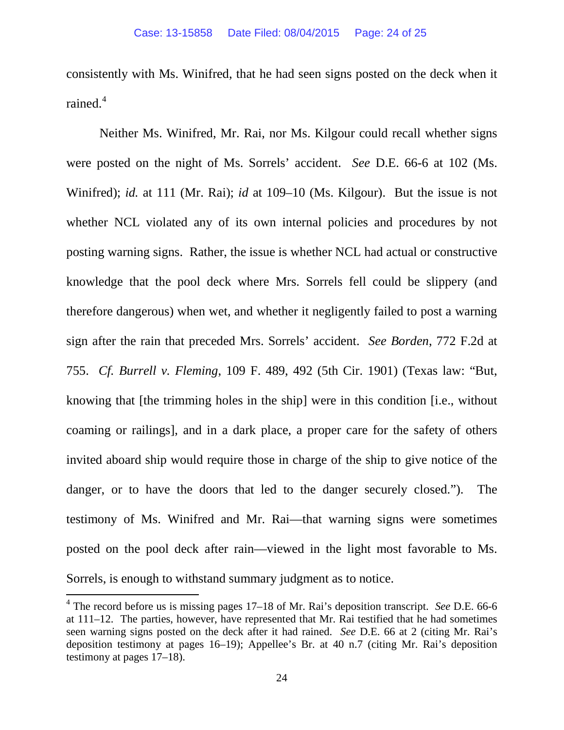consistently with Ms. Winifred, that he had seen signs posted on the deck when it rained.[4]

Neither Ms. Winifred, Mr. Rai, nor Ms. Kilgour could recall whether signs were posted on the night of Ms. Sorrels' accident. *See* D.E. 66-6 at 102 (Ms. Winifred); *id.* at 111 (Mr. Rai); *id* at 109–10 (Ms. Kilgour). But the issue is not whether NCL violated any of its own internal policies and procedures by not posting warning signs. Rather, the issue is whether NCL had actual or constructive knowledge that the pool deck where Mrs. Sorrels fell could be slippery (and therefore dangerous) when wet, and whether it negligently failed to post a warning sign after the rain that preceded Mrs. Sorrels' accident. *See Borden*, 772 F.2d at 755. *Cf. Burrell v. Fleming*, 109 F. 489, 492 (5th Cir. 1901) (Texas law: "But, knowing that [the trimming holes in the ship] were in this condition [i.e., without coaming or railings], and in a dark place, a proper care for the safety of others invited aboard ship would require those in charge of the ship to give notice of the danger, or to have the doors that led to the danger securely closed."). The testimony of Ms. Winifred and Mr. Rai—that warning signs were sometimes posted on the pool deck after rain—viewed in the light most favorable to Ms. Sorrels, is enough to withstand summary judgment as to notice.

---

[4] The record before us is missing pages 17–18 of Mr. Rai's deposition transcript. *See* D.E. 66-6 at 111–12. The parties, however, have represented that Mr. Rai testified that he had sometimes seen warning signs posted on the deck after it had rained. *See* D.E. 66 at 2 (citing Mr. Rai's deposition testimony at pages 16–19); Appellee's Br. at 40 n.7 (citing Mr. Rai's deposition testimony at pages 17–18).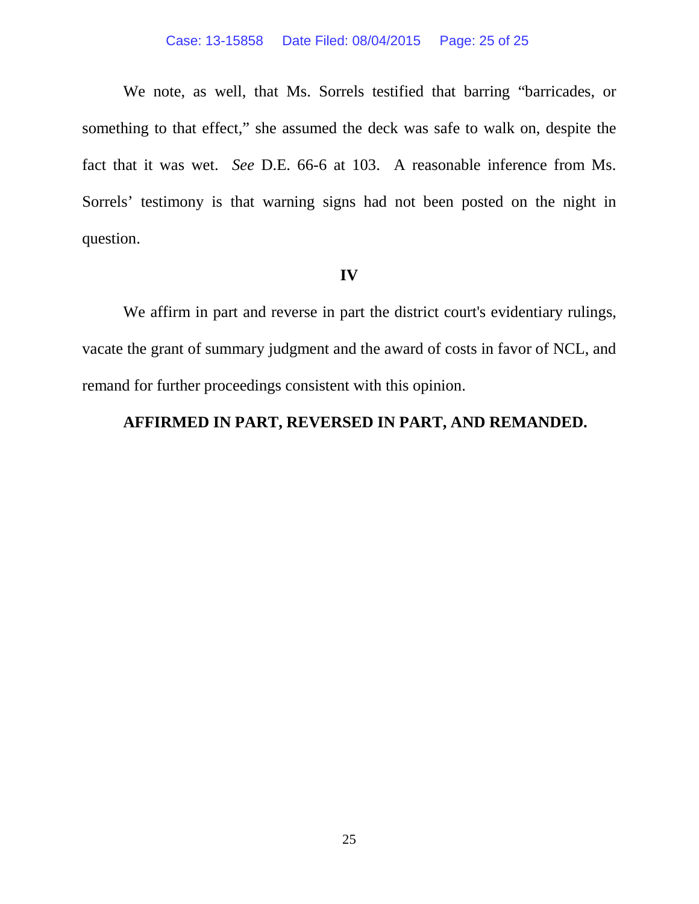We note, as well, that Ms. Sorrels testified that barring "barricades, or something to that effect," she assumed the deck was safe to walk on, despite the fact that it was wet. *See* D.E. 66-6 at 103. A reasonable inference from Ms. Sorrels' testimony is that warning signs had not been posted on the night in question.

## IV

We affirm in part and reverse in part the district court's evidentiary rulings, vacate the grant of summary judgment and the award of costs in favor of NCL, and remand for further proceedings consistent with this opinion.

**AFFIRMED IN PART, REVERSED IN PART, AND REMANDED.**